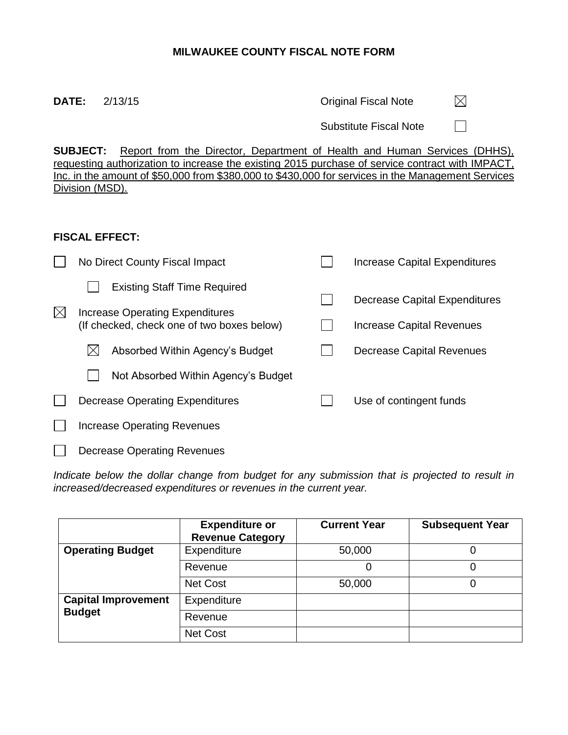# MILWAUKEE COUNTY FISCAL NOTE FORM

**DATE:** 2/13/15

Original Fiscal Note ☒

Substitute Fiscal Note ☐

**SUBJECT:** Report from the Director, Department of Health and Human Services (DHHS), requesting authorization to increase the existing 2015 purchase of service contract with IMPACT, Inc. in the amount of $50,000 from $380,000 to $430,000 for services in the Management Services Division (MSD).

**FISCAL EFFECT:**

- ☐ No Direct County Fiscal Impact
  - ☐ Existing Staff Time Required
- ☒ Increase Operating Expenditures (If checked, check one of two boxes below)
  - ☒ Absorbed Within Agency's Budget
  - ☐ Not Absorbed Within Agency's Budget
- ☐ Decrease Operating Expenditures
- ☐ Increase Operating Revenues
- ☐ Decrease Operating Revenues
- ☐ Increase Capital Expenditures
- ☐ Decrease Capital Expenditures
- ☐ Increase Capital Revenues
- ☐ Decrease Capital Revenues
- ☐ Use of contingent funds

*Indicate below the dollar change from budget for any submission that is projected to result in increased/decreased expenditures or revenues in the current year.*

| | Expenditure or Revenue Category | Current Year | Subsequent Year |
|---|---|---|---|
| **Operating Budget** | Expenditure | 50,000 | 0 |
| | Revenue | 0 | 0 |
| | Net Cost | 50,000 | 0 |
| **Capital Improvement Budget** | Expenditure | | |
| | Revenue | | |
| | Net Cost | | |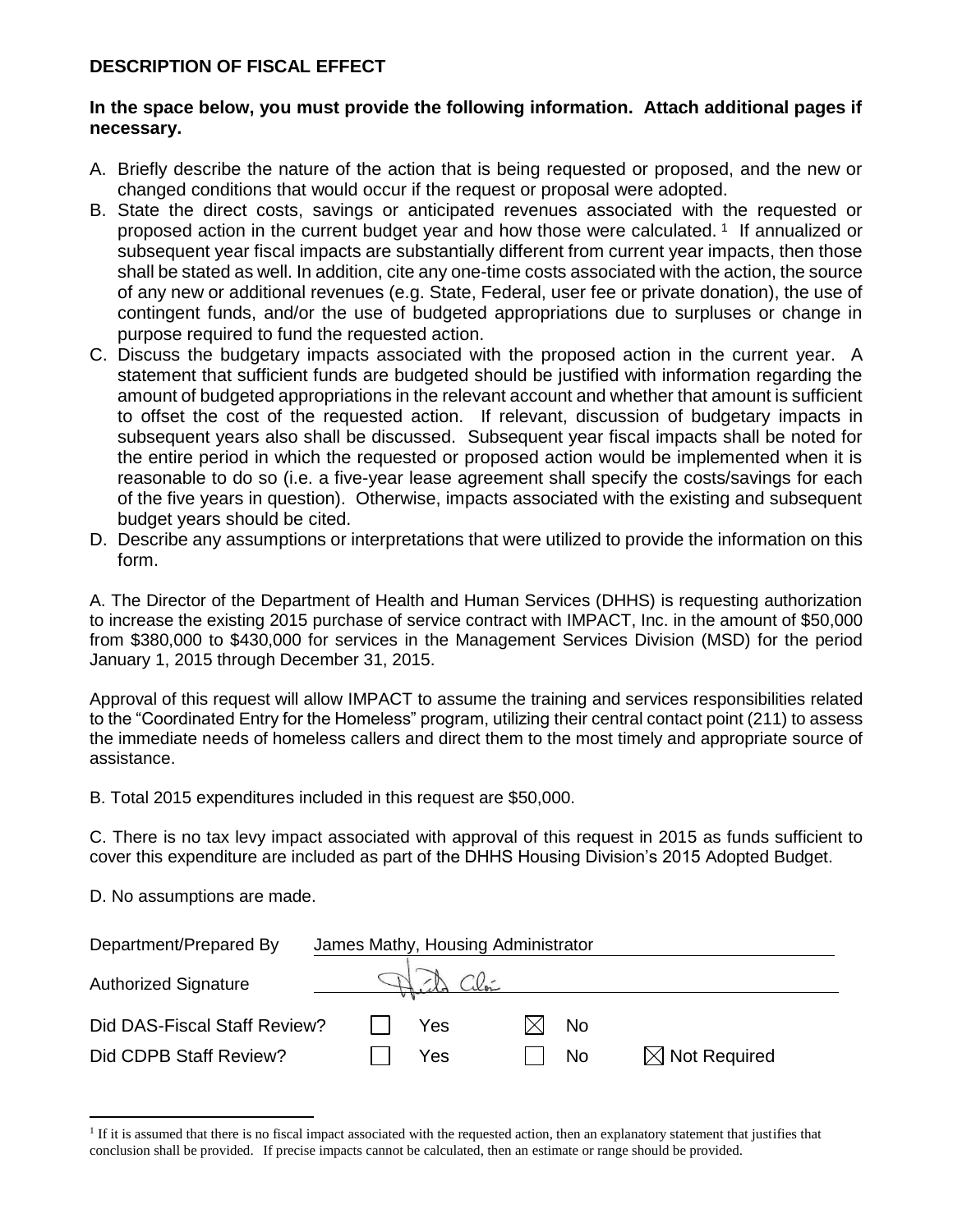**DESCRIPTION OF FISCAL EFFECT**

**In the space below, you must provide the following information. Attach additional pages if necessary.**

A. Briefly describe the nature of the action that is being requested or proposed, and the new or changed conditions that would occur if the request or proposal were adopted.

B. State the direct costs, savings or anticipated revenues associated with the requested or proposed action in the current budget year and how those were calculated.[1] If annualized or subsequent year fiscal impacts are substantially different from current year impacts, then those shall be stated as well. In addition, cite any one-time costs associated with the action, the source of any new or additional revenues (e.g. State, Federal, user fee or private donation), the use of contingent funds, and/or the use of budgeted appropriations due to surpluses or change in purpose required to fund the requested action.

C. Discuss the budgetary impacts associated with the proposed action in the current year. A statement that sufficient funds are budgeted should be justified with information regarding the amount of budgeted appropriations in the relevant account and whether that amount is sufficient to offset the cost of the requested action. If relevant, discussion of budgetary impacts in subsequent years also shall be discussed. Subsequent year fiscal impacts shall be noted for the entire period in which the requested or proposed action would be implemented when it is reasonable to do so (i.e. a five-year lease agreement shall specify the costs/savings for each of the five years in question). Otherwise, impacts associated with the existing and subsequent budget years should be cited.

D. Describe any assumptions or interpretations that were utilized to provide the information on this form.

A. The Director of the Department of Health and Human Services (DHHS) is requesting authorization to increase the existing 2015 purchase of service contract with IMPACT, Inc. in the amount of $50,000 from $380,000 to $430,000 for services in the Management Services Division (MSD) for the period January 1, 2015 through December 31, 2015.

Approval of this request will allow IMPACT to assume the training and services responsibilities related to the "Coordinated Entry for the Homeless" program, utilizing their central contact point (211) to assess the immediate needs of homeless callers and direct them to the most timely and appropriate source of assistance.

B. Total 2015 expenditures included in this request are $50,000.

C. There is no tax levy impact associated with approval of this request in 2015 as funds sufficient to cover this expenditure are included as part of the DHHS Housing Division's 2015 Adopted Budget.

D. No assumptions are made.

Department/Prepared By: James Mathy, Housing Administrator

Authorized Signature: [signature]

Did DAS-Fiscal Staff Review? ☐ Yes ☒ No

Did CDPB Staff Review? ☐ Yes ☐ No ☒ Not Required

[1] If it is assumed that there is no fiscal impact associated with the requested action, then an explanatory statement that justifies that conclusion shall be provided. If precise impacts cannot be calculated, then an estimate or range should be provided.